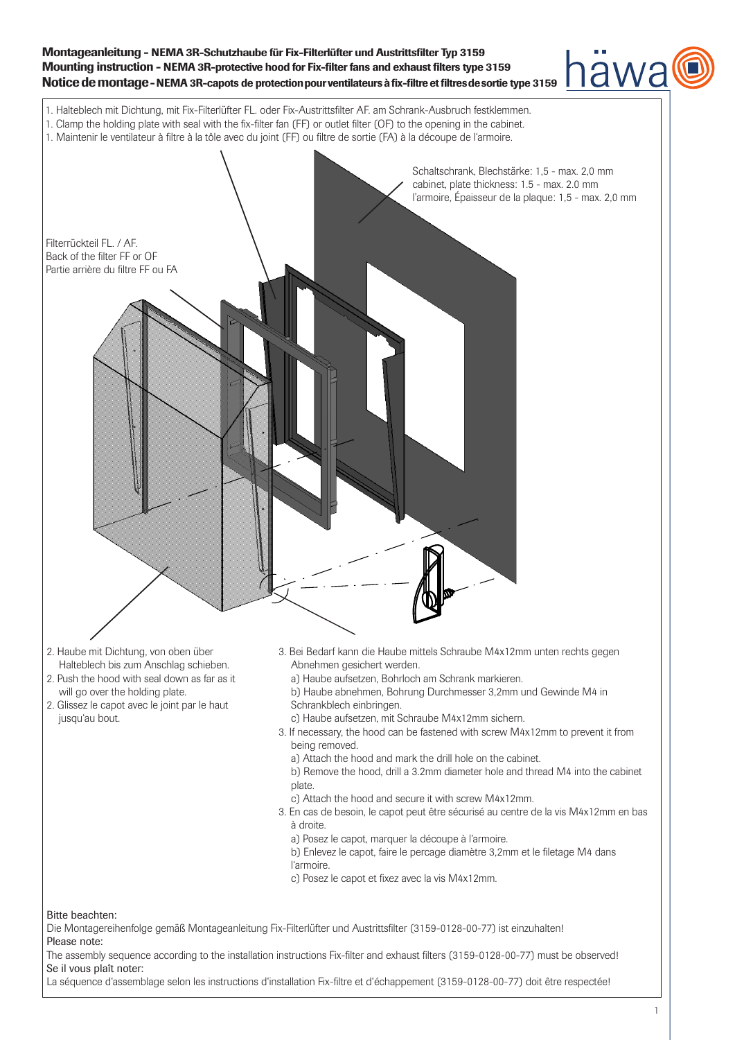# Montageanleitung - NEMA 3R-Schutzhaube für Fix-Filterlüfter und Austrittsfilter Typ 3159
# Mounting instruction - NEMA 3R-protective hood for Fix-filter fans and exhaust filters type 3159
# Notice de montage - NEMA 3R-capots de protection pour ventilateurs à fix-filtre et filtres de sortie type 3159

1. Halteblech mit Dichtung, mit Fix-Filterlüfter FL. oder Fix-Austrittsfilter AF. am Schrank-Ausbruch festklemmen.
1. Clamp the holding plate with seal with the fix-filter fan (FF) or outlet filter (OF) to the opening in the cabinet.
1. Maintenir le ventilateur à filtre à la tôle avec du joint (FF) ou filtre de sortie (FA) à la découpe de l'armoire.

Schaltschrank, Blechstärke: 1,5 - max. 2,0 mm
cabinet, plate thickness: 1.5 - max. 2.0 mm
l'armoire, Épaisseur de la plaque: 1,5 - max. 2,0 mm

Filterrückteil FL. / AF.
Back of the filter FF or OF
Partie arrière du filtre FF ou FA

2. Haube mit Dichtung, von oben über Halteblech bis zum Anschlag schieben.
2. Push the hood with seal down as far as it will go over the holding plate.
2. Glissez le capot avec le joint par le haut jusqu'au bout.

3. Bei Bedarf kann die Haube mittels Schraube M4x12mm unten rechts gegen Abnehmen gesichert werden.
   a) Haube aufsetzen, Bohrloch am Schrank markieren.
   b) Haube abnehmen, Bohrung Durchmesser 3,2mm und Gewinde M4 in Schrankblech einbringen.
   c) Haube aufsetzen, mit Schraube M4x12mm sichern.
3. If necessary, the hood can be fastened with screw M4x12mm to prevent it from being removed.
   a) Attach the hood and mark the drill hole on the cabinet.
   b) Remove the hood, drill a 3.2mm diameter hole and thread M4 into the cabinet plate.
   c) Attach the hood and secure it with screw M4x12mm.
3. En cas de besoin, le capot peut être sécurisé au centre de la vis M4x12mm en bas à droite.
   a) Posez le capot, marquer la découpe à l'armoire.
   b) Enlevez le capot, faire le percage diamètre 3,2mm et le filetage M4 dans l'armoire.
   c) Posez le capot et fixez avec la vis M4x12mm.

Bitte beachten:
Die Montagereihenfolge gemäß Montageanleitung Fix-Filterlüfter und Austrittsfilter (3159-0128-00-77) ist einzuhalten!
Please note:
The assembly sequence according to the installation instructions Fix-filter and exhaust filters (3159-0128-00-77) must be observed!
Se il vous plaît noter:
La séquence d'assemblage selon les instructions d'installation Fix-filtre et d'échappement (3159-0128-00-77) doit être respectée!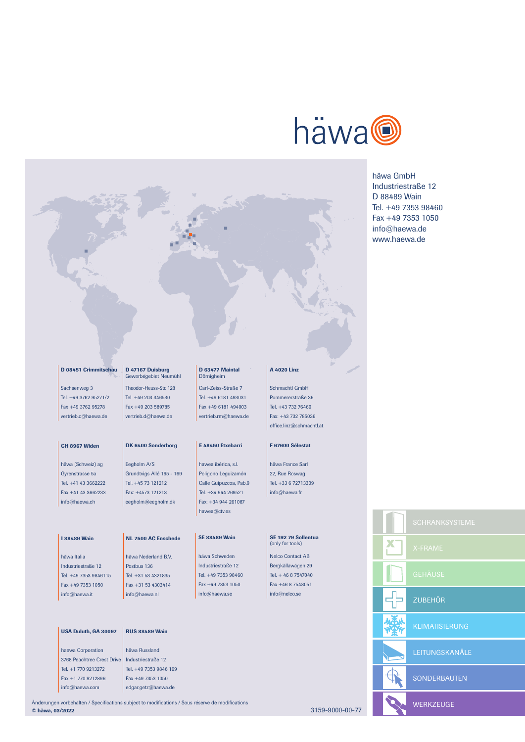häwa GmbH
Industriestraße 12
D 88489 Wain
Tel. +49 7353 98460
Fax +49 7353 1050
info@haewa.de
www.haewa.de

**D 08451 Crimmitschau**

Sachsenweg 3
Tel. +49 3762 95271/2
Fax +49 3762 95278
vertrieb.c@haewa.de

**D 47167 Duisburg**
Gewerbegebiet Neumühl

Theodor-Heuss-Str. 128
Tel. +49 203 346530
Fax +49 203 589785
vertrieb.d@haewa.de

**D 63477 Maintal**
Dörnigheim

Carl-Zeiss-Straße 7
Tel. +49 6181 493031
Fax +49 6181 494003
vertrieb.rm@haewa.de

**A 4020 Linz**

Schmachtl GmbH
Pummererstraße 36
Tel. +43 732 76460
Fax: +43 732 785036
office.linz@schmachtl.at

**CH 8967 Widen**

häwa (Schweiz) ag
Gyrenstrasse 5a
Tel. +41 43 3662222
Fax +41 43 3662233
info@haewa.ch

**DK 6400 Sonderborg**

Eegholm A/S
Grundtvigs Allé 165 - 169
Tel. +45 73 121212
Fax: +4573 121213
eegholm@eegholm.dk

**E 48450 Etxebarri**

hawea ibérica, s.l.
Poligono Leguizamón
Calle Guipuzcoa, Pab.9
Tel. +34 944 269521
Fax: +34 944 261087
hawea@ctv.es

**F 67600 Sélestat**

häwa France Sarl
22, Rue Roswag
Tel. +33 6 72713309
info@haewa.fr

**I 88489 Wain**

häwa Italia
Industriestraße 12
Tel. +49 7353 9846115
Fax +49 7353 1050
info@haewa.it

**NL 7500 AC Enschede**

häwa Nederland B.V.
Postbus 136
Tel. +31 53 4321835
Fax +31 53 4303414
info@haewa.nl

**SE 88489 Wain**

häwa Schweden
Industriestraße 12
Tel. +49 7353 98460
Fax +49 7353 1050
info@haewa.se

**SE 192 79 Sollentua**
(only for tools)

Nelco Contact AB
Bergkällawägen 29
Tel. + 46 8 7547040
Fax +46 8 7548051
info@nelco.se

**USA Duluth, GA 30097**

haewa Corporation
3768 Peachtree Crest Drive
Tel. +1 770 9213272
Fax +1 770 9212896
info@haewa.com

**RUS 88489 Wain**

häwa Russland
Industriestraße 12
Tel. +49 7353 9846 169
Fax +49 7353 1050
edgar.getz@haewa.de

SCHRANKSYSTEME
X-FRAME
GEHÄUSE
ZUBEHÖR
KLIMATISIERUNG
LEITUNGSKANÄLE
SONDERBAUTEN
WERKZEUGE

Änderungen vorbehalten / Specifications subject to modifications / Sous réserve de modifications
**© häwa, 03/2022**

3159-9000-00-77